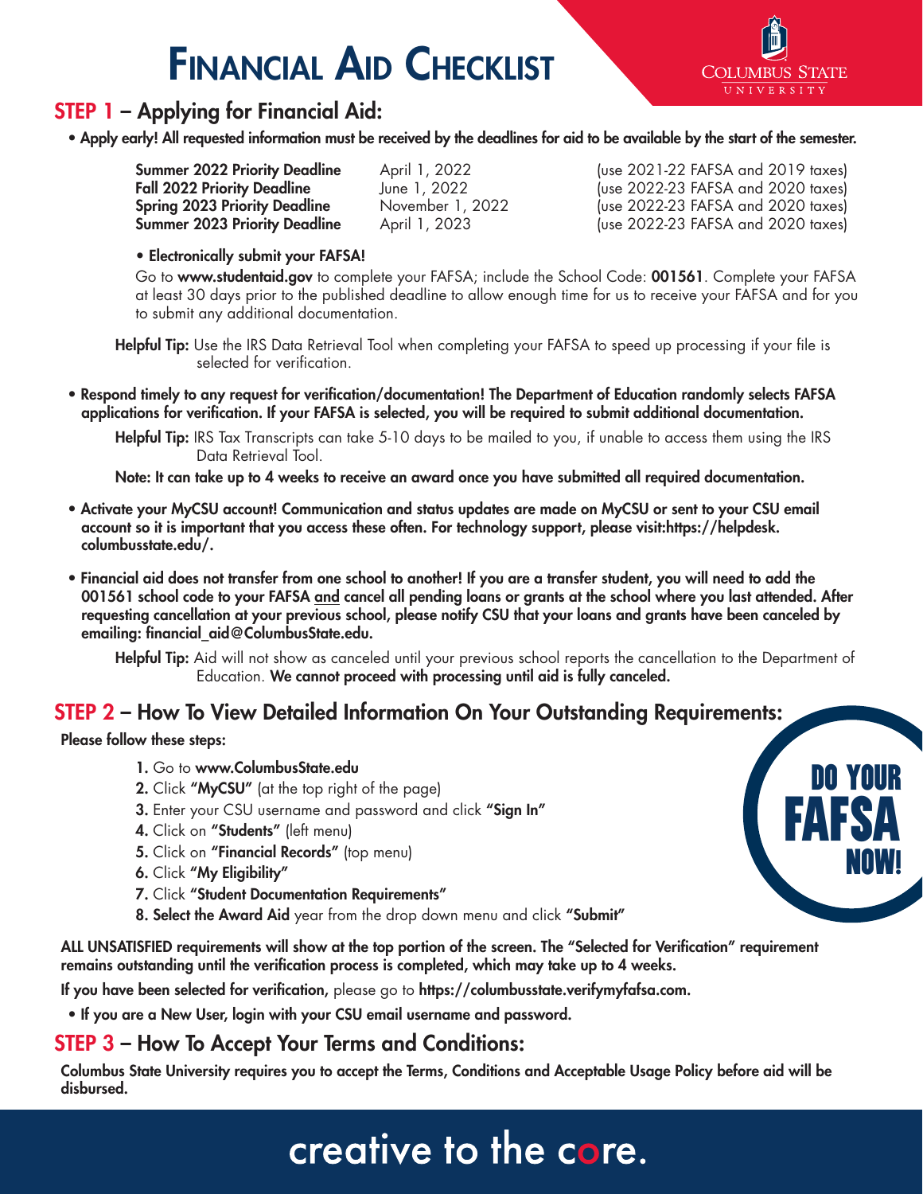# Financial Aid Checklist

Columbus State University

## STEP 1 – Applying for Financial Aid:

- **Apply early! All requested information must be received by the deadlines for aid to be available by the start of the semester.**

| | | |
|---|---|---|
| **Summer 2022 Priority Deadline** | April 1, 2022 | (use 2021-22 FAFSA and 2019 taxes) |
| **Fall 2022 Priority Deadline** | June 1, 2022 | (use 2022-23 FAFSA and 2020 taxes) |
| **Spring 2023 Priority Deadline** | November 1, 2022 | (use 2022-23 FAFSA and 2020 taxes) |
| **Summer 2023 Priority Deadline** | April 1, 2023 | (use 2022-23 FAFSA and 2020 taxes) |

- **Electronically submit your FAFSA!**

  Go to **www.studentaid.gov** to complete your FAFSA; include the School Code: **001561**. Complete your FAFSA at least 30 days prior to the published deadline to allow enough time for us to receive your FAFSA and for you to submit any additional documentation.

  **Helpful Tip:** Use the IRS Data Retrieval Tool when completing your FAFSA to speed up processing if your file is selected for verification.

- **Respond timely to any request for verification/documentation! The Department of Education randomly selects FAFSA applications for verification. If your FAFSA is selected, you will be required to submit additional documentation.**

  **Helpful Tip:** IRS Tax Transcripts can take 5-10 days to be mailed to you, if unable to access them using the IRS Data Retrieval Tool.

  **Note: It can take up to 4 weeks to receive an award once you have submitted all required documentation.**

- **Activate your MyCSU account! Communication and status updates are made on MyCSU or sent to your CSU email account so it is important that you access these often. For technology support, please visit:https://helpdesk.columbusstate.edu/.**

- **Financial aid does not transfer from one school to another! If you are a transfer student, you will need to add the 001561 school code to your FAFSA <u>and</u> cancel all pending loans or grants at the school where you last attended. After requesting cancellation at your previous school, please notify CSU that your loans and grants have been canceled by emailing: financial_aid@ColumbusState.edu.**

  **Helpful Tip:** Aid will not show as canceled until your previous school reports the cancellation to the Department of Education. **We cannot proceed with processing until aid is fully canceled.**

## STEP 2 – How To View Detailed Information On Your Outstanding Requirements:

**Please follow these steps:**

1. Go to **www.ColumbusState.edu**
2. Click **"MyCSU"** (at the top right of the page)
3. Enter your CSU username and password and click **"Sign In"**
4. Click on **"Students"** (left menu)
5. Click on **"Financial Records"** (top menu)
6. Click **"My Eligibility"**
7. Click **"Student Documentation Requirements"**
8. **Select the Award Aid** year from the drop down menu and click **"Submit"**

**DO YOUR FAFSA NOW!**

**ALL UNSATISFIED requirements will show at the top portion of the screen. The "Selected for Verification" requirement remains outstanding until the verification process is completed, which may take up to 4 weeks.**

**If you have been selected for verification,** please go to **https://columbusstate.verifymyfafsa.com.**

- **If you are a New User, login with your CSU email username and password.**

## STEP 3 – How To Accept Your Terms and Conditions:

**Columbus State University requires you to accept the Terms, Conditions and Acceptable Usage Policy before aid will be disbursed.**

creative to the core.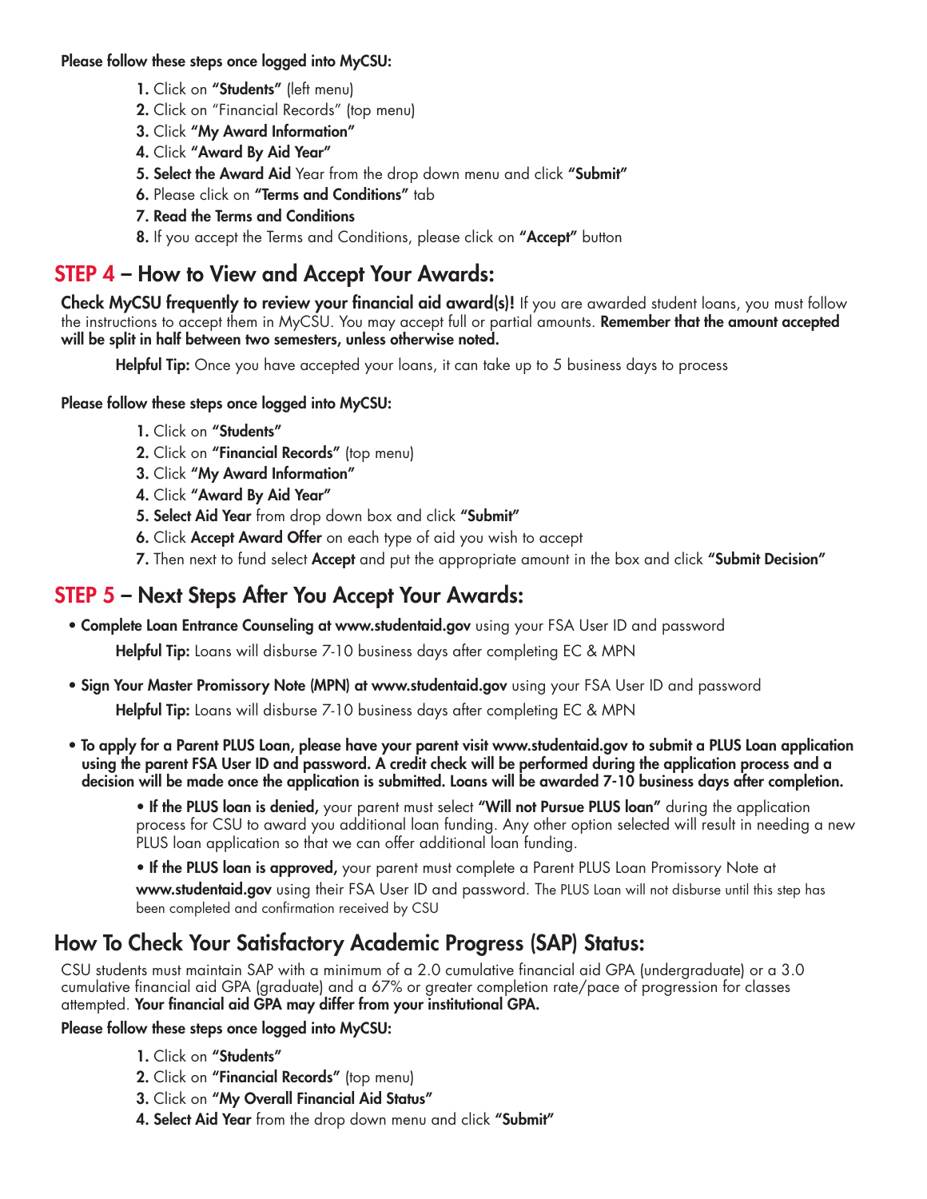**Please follow these steps once logged into MyCSU:**

1. Click on **"Students"** (left menu)
2. Click on "Financial Records" (top menu)
3. Click **"My Award Information"**
4. Click **"Award By Aid Year"**
5. **Select the Award Aid** Year from the drop down menu and click **"Submit"**
6. Please click on **"Terms and Conditions"** tab
7. **Read the Terms and Conditions**
8. If you accept the Terms and Conditions, please click on **"Accept"** button

## STEP 4 – How to View and Accept Your Awards:

**Check MyCSU frequently to review your financial aid award(s)!** If you are awarded student loans, you must follow the instructions to accept them in MyCSU. You may accept full or partial amounts. **Remember that the amount accepted will be split in half between two semesters, unless otherwise noted.**

**Helpful Tip:** Once you have accepted your loans, it can take up to 5 business days to process

**Please follow these steps once logged into MyCSU:**

1. Click on **"Students"**
2. Click on **"Financial Records"** (top menu)
3. Click **"My Award Information"**
4. Click **"Award By Aid Year"**
5. **Select Aid Year** from drop down box and click **"Submit"**
6. Click **Accept Award Offer** on each type of aid you wish to accept
7. Then next to fund select **Accept** and put the appropriate amount in the box and click **"Submit Decision"**

## STEP 5 – Next Steps After You Accept Your Awards:

- **Complete Loan Entrance Counseling at www.studentaid.gov** using your FSA User ID and password

  **Helpful Tip:** Loans will disburse 7-10 business days after completing EC & MPN

- **Sign Your Master Promissory Note (MPN) at www.studentaid.gov** using your FSA User ID and password

  **Helpful Tip:** Loans will disburse 7-10 business days after completing EC & MPN

- **To apply for a Parent PLUS Loan, please have your parent visit www.studentaid.gov to submit a PLUS Loan application using the parent FSA User ID and password. A credit check will be performed during the application process and a decision will be made once the application is submitted. Loans will be awarded 7-10 business days after completion.**

  - **If the PLUS loan is denied,** your parent must select **"Will not Pursue PLUS loan"** during the application process for CSU to award you additional loan funding. Any other option selected will result in needing a new PLUS loan application so that we can offer additional loan funding.

  - **If the PLUS loan is approved,** your parent must complete a Parent PLUS Loan Promissory Note at **www.studentaid.gov** using their FSA User ID and password. The PLUS Loan will not disburse until this step has been completed and confirmation received by CSU

## How To Check Your Satisfactory Academic Progress (SAP) Status:

CSU students must maintain SAP with a minimum of a 2.0 cumulative financial aid GPA (undergraduate) or a 3.0 cumulative financial aid GPA (graduate) and a 67% or greater completion rate/pace of progression for classes attempted. **Your financial aid GPA may differ from your institutional GPA.**

**Please follow these steps once logged into MyCSU:**

1. Click on **"Students"**
2. Click on **"Financial Records"** (top menu)
3. Click on **"My Overall Financial Aid Status"**
4. **Select Aid Year** from the drop down menu and click **"Submit"**